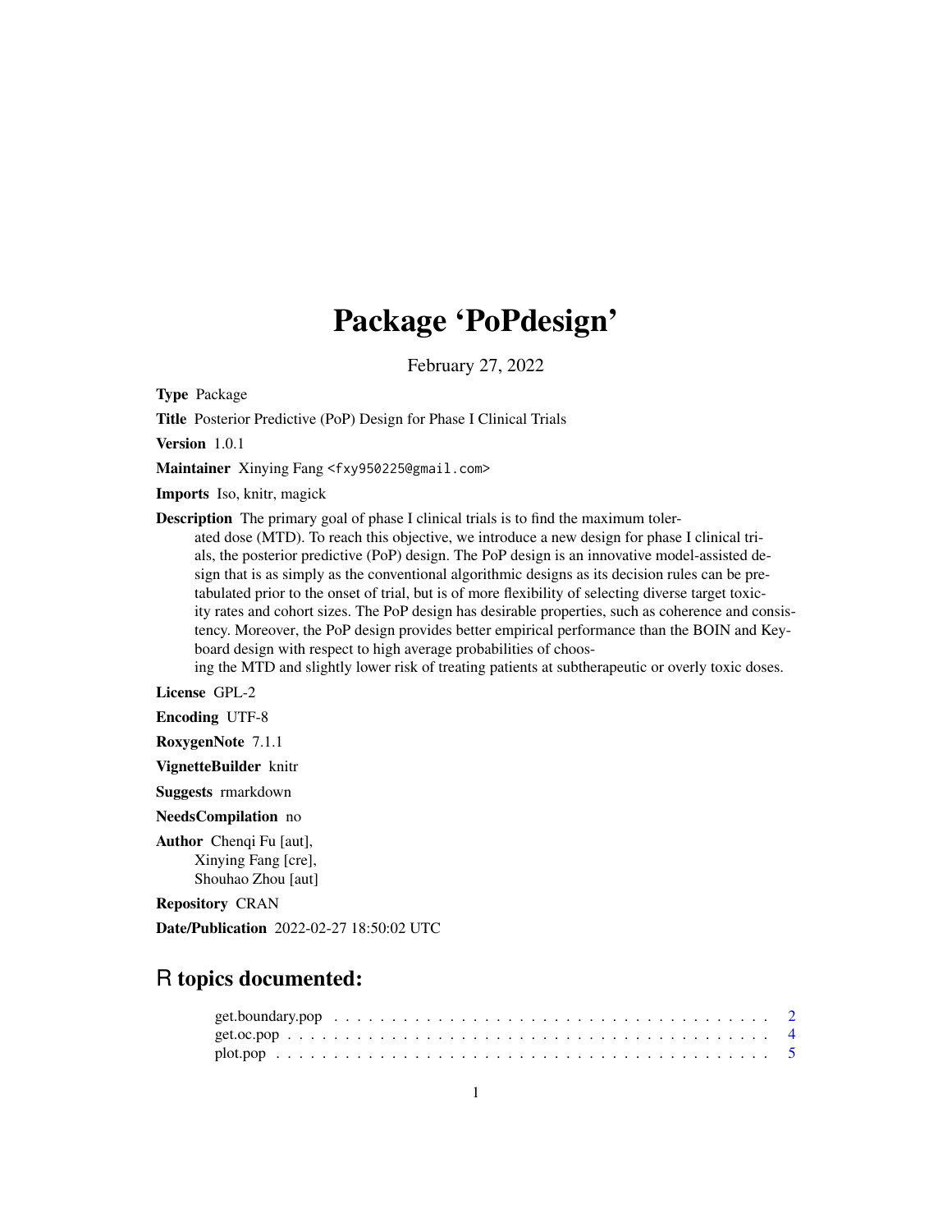# Package 'PoPdesign'

February 27, 2022

**Type** Package

**Title** Posterior Predictive (PoP) Design for Phase I Clinical Trials

**Version** 1.0.1

**Maintainer** Xinying Fang <fxy950225@gmail.com>

**Imports** Iso, knitr, magick

**Description** The primary goal of phase I clinical trials is to find the maximum tolerated dose (MTD). To reach this objective, we introduce a new design for phase I clinical trials, the posterior predictive (PoP) design. The PoP design is an innovative model-assisted design that is as simply as the conventional algorithmic designs as its decision rules can be pre-tabulated prior to the onset of trial, but is of more flexibility of selecting diverse target toxicity rates and cohort sizes. The PoP design has desirable properties, such as coherence and consistency. Moreover, the PoP design provides better empirical performance than the BOIN and Keyboard design with respect to high average probabilities of choosing the MTD and slightly lower risk of treating patients at subtherapeutic or overly toxic doses.

**License** GPL-2

**Encoding** UTF-8

**RoxygenNote** 7.1.1

**VignetteBuilder** knitr

**Suggests** rmarkdown

**NeedsCompilation** no

**Author** Chenqi Fu [aut],
Xinying Fang [cre],
Shouhao Zhou [aut]

**Repository** CRAN

**Date/Publication** 2022-02-27 18:50:02 UTC

## R topics documented:

get.boundary.pop . . . . . . . . . . . . . . . . . . . . . . . . . . . . . . . . . . . . . 2
get.oc.pop . . . . . . . . . . . . . . . . . . . . . . . . . . . . . . . . . . . . . . . . . 4
plot.pop . . . . . . . . . . . . . . . . . . . . . . . . . . . . . . . . . . . . . . . . . . 5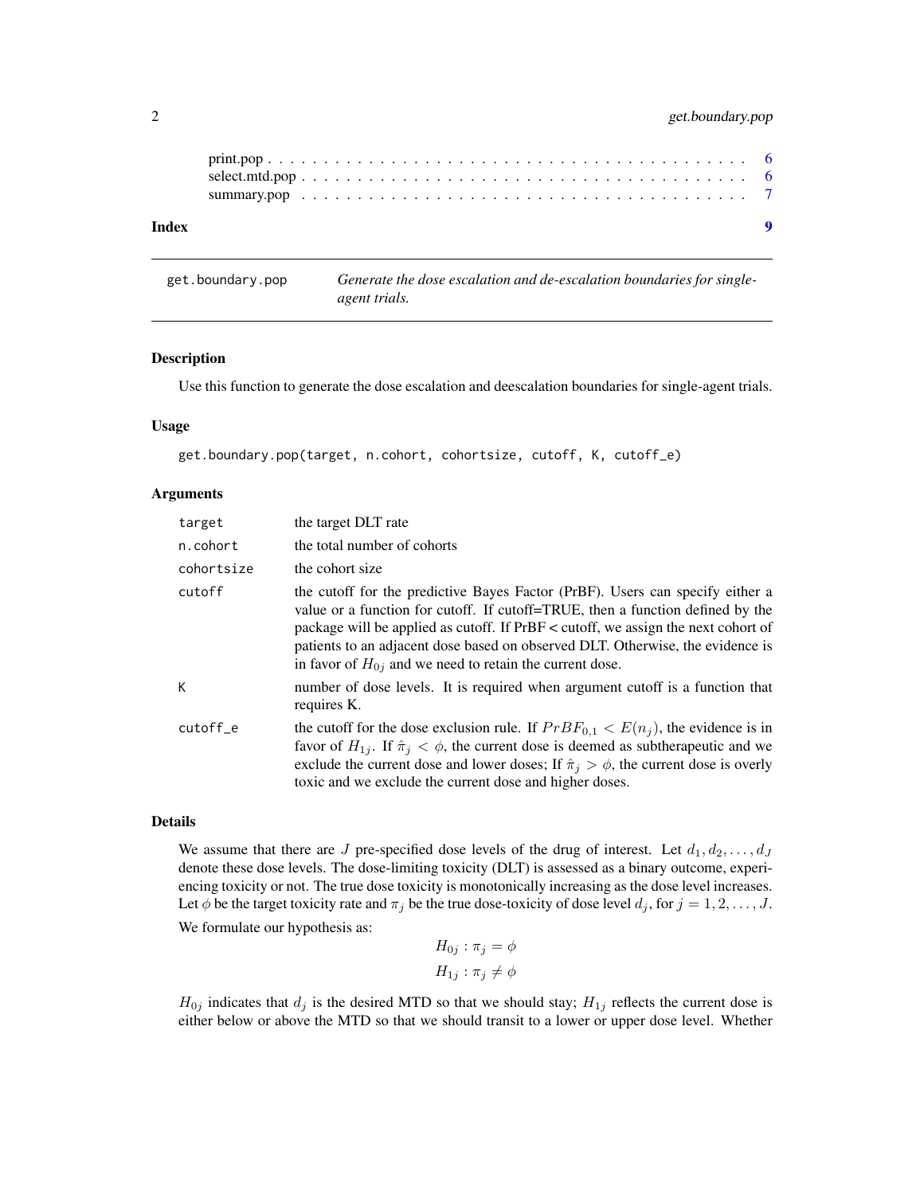print.pop . . . . . . . . . . . . . . . . . . . . . . . . . . . . . . . . . . . . . . . 6
select.mtd.pop . . . . . . . . . . . . . . . . . . . . . . . . . . . . . . . . . . . . 6
summary.pop . . . . . . . . . . . . . . . . . . . . . . . . . . . . . . . . . . . . . 7

**Index** **9**

---

`get.boundary.pop` *Generate the dose escalation and de-escalation boundaries for single-agent trials.*

---

## Description

Use this function to generate the dose escalation and deescalation boundaries for single-agent trials.

## Usage

```
get.boundary.pop(target, n.cohort, cohortsize, cutoff, K, cutoff_e)
```

## Arguments

| | |
|---|---|
| `target` | the target DLT rate |
| `n.cohort` | the total number of cohorts |
| `cohortsize` | the cohort size |
| `cutoff` | the cutoff for the predictive Bayes Factor (PrBF). Users can specify either a value or a function for cutoff. If cutoff=TRUE, then a function defined by the package will be applied as cutoff. If PrBF < cutoff, we assign the next cohort of patients to an adjacent dose based on observed DLT. Otherwise, the evidence is in favor of $H_{0j}$ and we need to retain the current dose. |
| `K` | number of dose levels. It is required when argument cutoff is a function that requires K. |
| `cutoff_e` | the cutoff for the dose exclusion rule. If $PrBF_{0,1} < E(n_j)$, the evidence is in favor of $H_{1j}$. If $\hat{\pi}_j < \phi$, the current dose is deemed as subtherapeutic and we exclude the current dose and lower doses; If $\hat{\pi}_j > \phi$, the current dose is overly toxic and we exclude the current dose and higher doses. |

## Details

We assume that there are $J$ pre-specified dose levels of the drug of interest. Let $d_1, d_2, \ldots, d_J$ denote these dose levels. The dose-limiting toxicity (DLT) is assessed as a binary outcome, experiencing toxicity or not. The true dose toxicity is monotonically increasing as the dose level increases. Let $\phi$ be the target toxicity rate and $\pi_j$ be the true dose-toxicity of dose level $d_j$, for $j = 1, 2, \ldots, J$.

We formulate our hypothesis as:

$$H_{0j} : \pi_j = \phi$$
$$H_{1j} : \pi_j \neq \phi$$

$H_{0j}$ indicates that $d_j$ is the desired MTD so that we should stay; $H_{1j}$ reflects the current dose is either below or above the MTD so that we should transit to a lower or upper dose level. Whether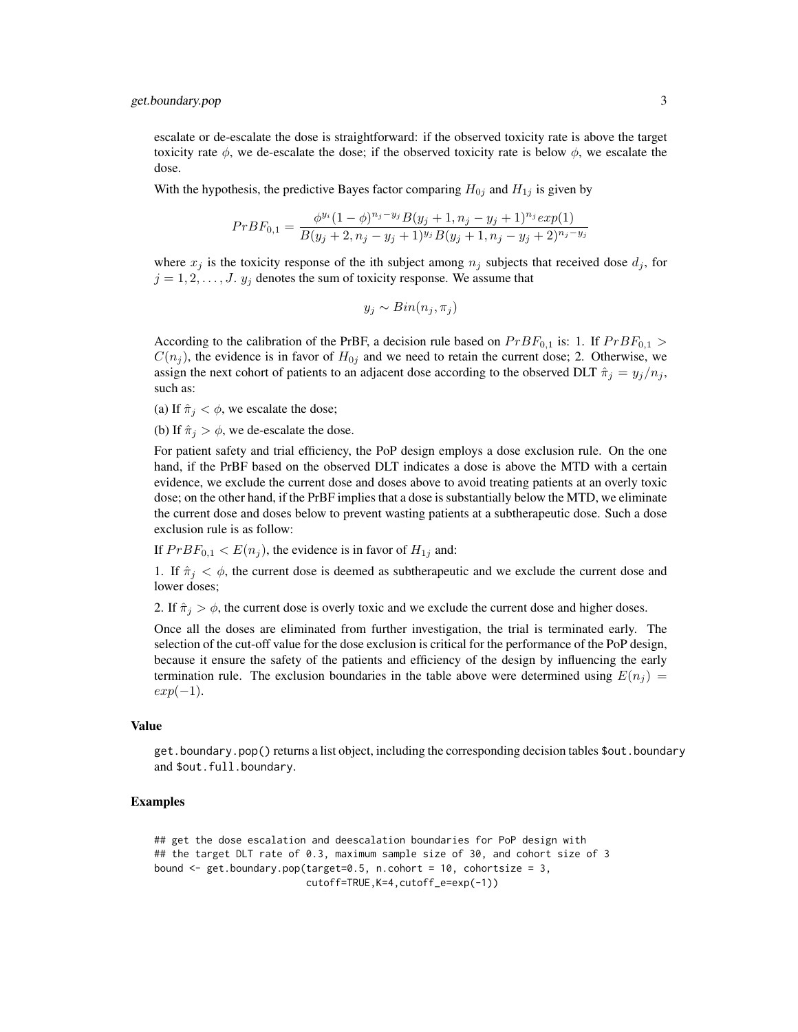escalate or de-escalate the dose is straightforward: if the observed toxicity rate is above the target toxicity rate $\phi$, we de-escalate the dose; if the observed toxicity rate is below $\phi$, we escalate the dose.

With the hypothesis, the predictive Bayes factor comparing $H_{0j}$ and $H_{1j}$ is given by

$$PrBF_{0,1} = \frac{\phi^{y_i}(1-\phi)^{n_j-y_j}B(y_j+1, n_j-y_j+1)^{n_j}exp(1)}{B(y_j+2, n_j-y_j+1)^{y_j}B(y_j+1, n_j-y_j+2)^{n_j-y_j}}$$

where $x_j$ is the toxicity response of the ith subject among $n_j$ subjects that received dose $d_j$, for $j = 1, 2, \ldots, J$. $y_j$ denotes the sum of toxicity response. We assume that

$$y_j \sim Bin(n_j, \pi_j)$$

According to the calibration of the PrBF, a decision rule based on $PrBF_{0,1}$ is: 1. If $PrBF_{0,1} > C(n_j)$, the evidence is in favor of $H_{0j}$ and we need to retain the current dose; 2. Otherwise, we assign the next cohort of patients to an adjacent dose according to the observed DLT $\hat{\pi}_j = y_j/n_j$, such as:

(a) If $\hat{\pi}_j < \phi$, we escalate the dose;

(b) If $\hat{\pi}_j > \phi$, we de-escalate the dose.

For patient safety and trial efficiency, the PoP design employs a dose exclusion rule. On the one hand, if the PrBF based on the observed DLT indicates a dose is above the MTD with a certain evidence, we exclude the current dose and doses above to avoid treating patients at an overly toxic dose; on the other hand, if the PrBF implies that a dose is substantially below the MTD, we eliminate the current dose and doses below to prevent wasting patients at a subtherapeutic dose. Such a dose exclusion rule is as follow:

If $PrBF_{0,1} < E(n_j)$, the evidence is in favor of $H_{1j}$ and:

1. If $\hat{\pi}_j < \phi$, the current dose is deemed as subtherapeutic and we exclude the current dose and lower doses;

2. If $\hat{\pi}_j > \phi$, the current dose is overly toxic and we exclude the current dose and higher doses.

Once all the doses are eliminated from further investigation, the trial is terminated early. The selection of the cut-off value for the dose exclusion is critical for the performance of the PoP design, because it ensure the safety of the patients and efficiency of the design by influencing the early termination rule. The exclusion boundaries in the table above were determined using $E(n_j) = exp(-1)$.

### Value

get.boundary.pop() returns a list object, including the corresponding decision tables $out.boundary and $out.full.boundary.

### Examples

```
## get the dose escalation and deescalation boundaries for PoP design with
## the target DLT rate of 0.3, maximum sample size of 30, and cohort size of 3
bound <- get.boundary.pop(target=0.5, n.cohort = 10, cohortsize = 3,
                          cutoff=TRUE,K=4,cutoff_e=exp(-1))
```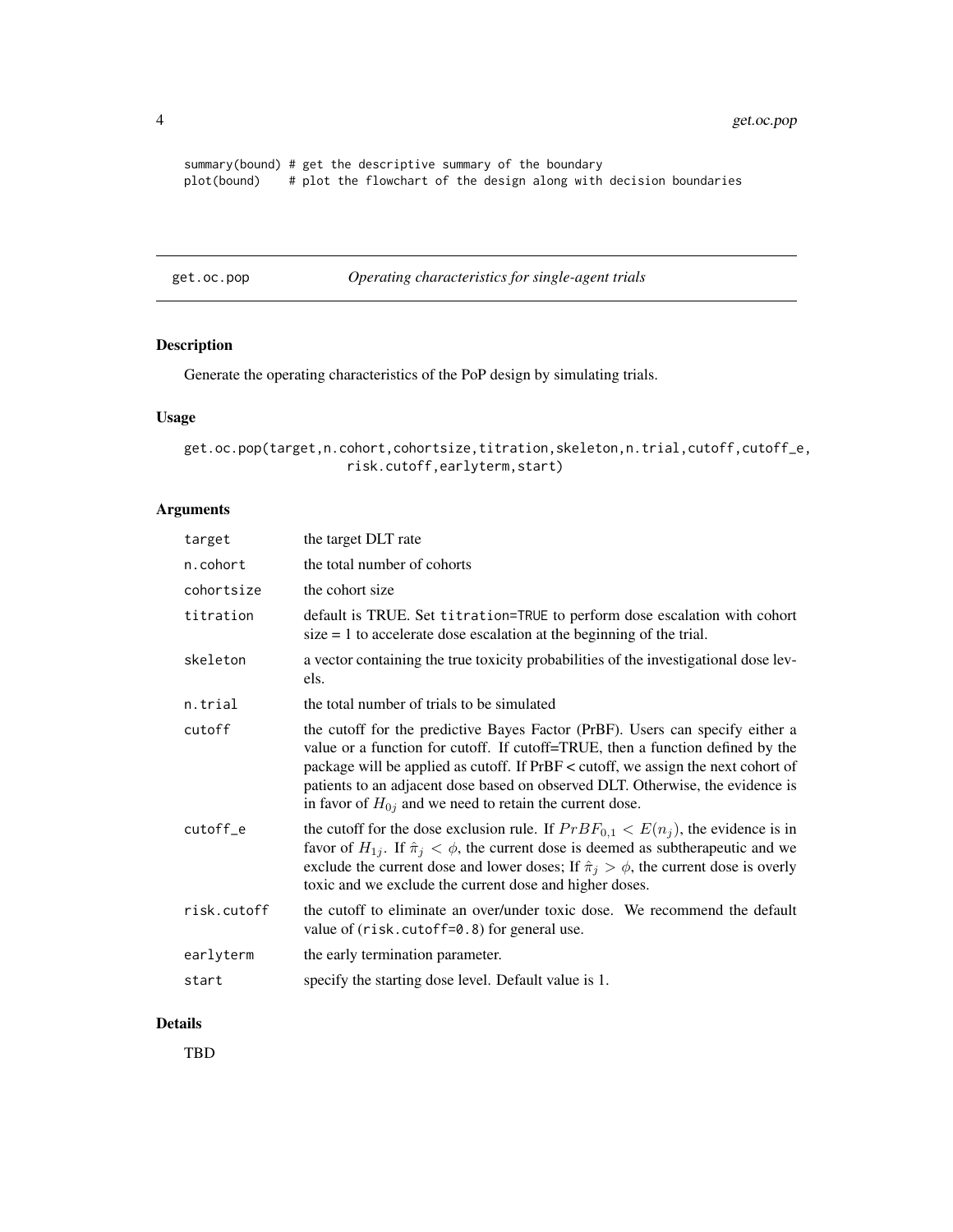```
summary(bound) # get the descriptive summary of the boundary
plot(bound)    # plot the flowchart of the design along with decision boundaries
```

## get.oc.pop — *Operating characteristics for single-agent trials*

### Description

Generate the operating characteristics of the PoP design by simulating trials.

### Usage

```
get.oc.pop(target,n.cohort,cohortsize,titration,skeleton,n.trial,cutoff,cutoff_e,
                    risk.cutoff,earlyterm,start)
```

### Arguments

| | |
|---|---|
| target | the target DLT rate |
| n.cohort | the total number of cohorts |
| cohortsize | the cohort size |
| titration | default is TRUE. Set titration=TRUE to perform dose escalation with cohort size = 1 to accelerate dose escalation at the beginning of the trial. |
| skeleton | a vector containing the true toxicity probabilities of the investigational dose levels. |
| n.trial | the total number of trials to be simulated |
| cutoff | the cutoff for the predictive Bayes Factor (PrBF). Users can specify either a value or a function for cutoff. If cutoff=TRUE, then a function defined by the package will be applied as cutoff. If PrBF < cutoff, we assign the next cohort of patients to an adjacent dose based on observed DLT. Otherwise, the evidence is in favor of $H_{0j}$ and we need to retain the current dose. |
| cutoff_e | the cutoff for the dose exclusion rule. If $PrBF_{0,1} < E(n_j)$, the evidence is in favor of $H_{1j}$. If $\hat{\pi}_j < \phi$, the current dose is deemed as subtherapeutic and we exclude the current dose and lower doses; If $\hat{\pi}_j > \phi$, the current dose is overly toxic and we exclude the current dose and higher doses. |
| risk.cutoff | the cutoff to eliminate an over/under toxic dose. We recommend the default value of (risk.cutoff=0.8) for general use. |
| earlyterm | the early termination parameter. |
| start | specify the starting dose level. Default value is 1. |

### Details

TBD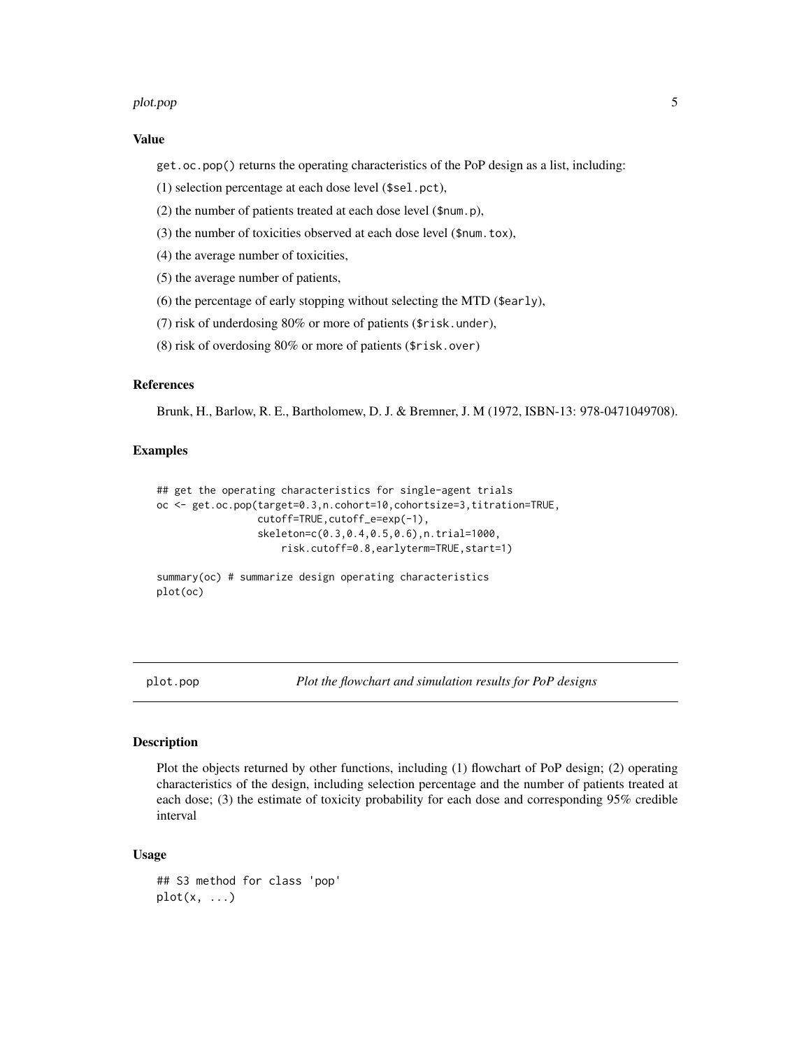### Value

`get.oc.pop()` returns the operating characteristics of the PoP design as a list, including:

(1) selection percentage at each dose level (`$sel.pct`),

(2) the number of patients treated at each dose level (`$num.p`),

(3) the number of toxicities observed at each dose level (`$num.tox`),

(4) the average number of toxicities,

(5) the average number of patients,

(6) the percentage of early stopping without selecting the MTD (`$early`),

(7) risk of underdosing 80% or more of patients (`$risk.under`),

(8) risk of overdosing 80% or more of patients (`$risk.over`)

### References

Brunk, H., Barlow, R. E., Bartholomew, D. J. & Bremner, J. M (1972, ISBN-13: 978-0471049708).

### Examples

```
## get the operating characteristics for single-agent trials
oc <- get.oc.pop(target=0.3,n.cohort=10,cohortsize=3,titration=TRUE,
                 cutoff=TRUE,cutoff_e=exp(-1),
                 skeleton=c(0.3,0.4,0.5,0.6),n.trial=1000,
                     risk.cutoff=0.8,earlyterm=TRUE,start=1)

summary(oc) # summarize design operating characteristics
plot(oc)
```

---

## plot.pop — *Plot the flowchart and simulation results for PoP designs*

### Description

Plot the objects returned by other functions, including (1) flowchart of PoP design; (2) operating characteristics of the design, including selection percentage and the number of patients treated at each dose; (3) the estimate of toxicity probability for each dose and corresponding 95% credible interval

### Usage

```
## S3 method for class 'pop'
plot(x, ...)
```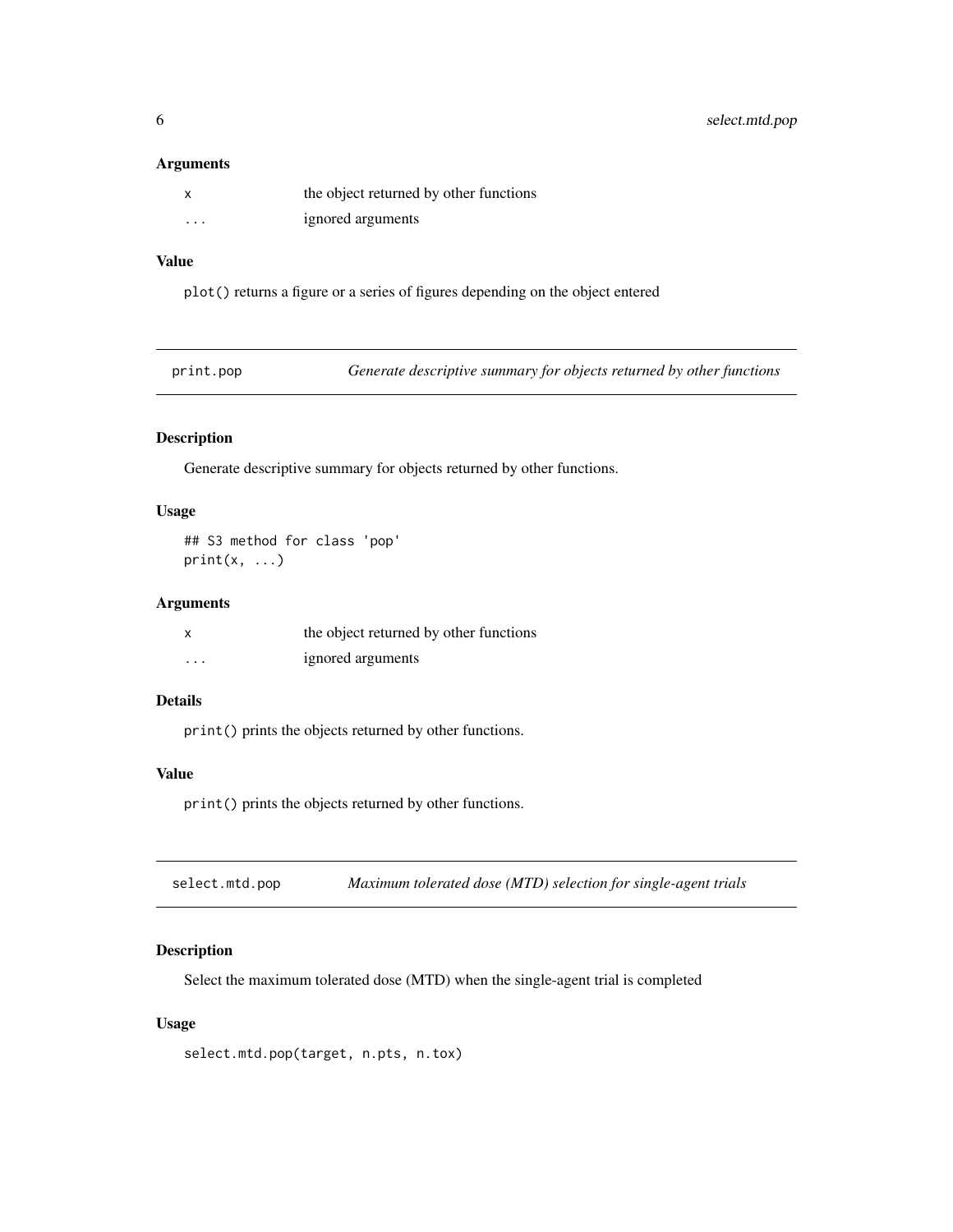### Arguments

| | |
|---|---|
| x | the object returned by other functions |
| ... | ignored arguments |

### Value

plot() returns a figure or a series of figures depending on the object entered

---

## print.pop — *Generate descriptive summary for objects returned by other functions*

### Description

Generate descriptive summary for objects returned by other functions.

### Usage

```
## S3 method for class 'pop'
print(x, ...)
```

### Arguments

| | |
|---|---|
| x | the object returned by other functions |
| ... | ignored arguments |

### Details

print() prints the objects returned by other functions.

### Value

print() prints the objects returned by other functions.

---

## select.mtd.pop — *Maximum tolerated dose (MTD) selection for single-agent trials*

### Description

Select the maximum tolerated dose (MTD) when the single-agent trial is completed

### Usage

```
select.mtd.pop(target, n.pts, n.tox)
```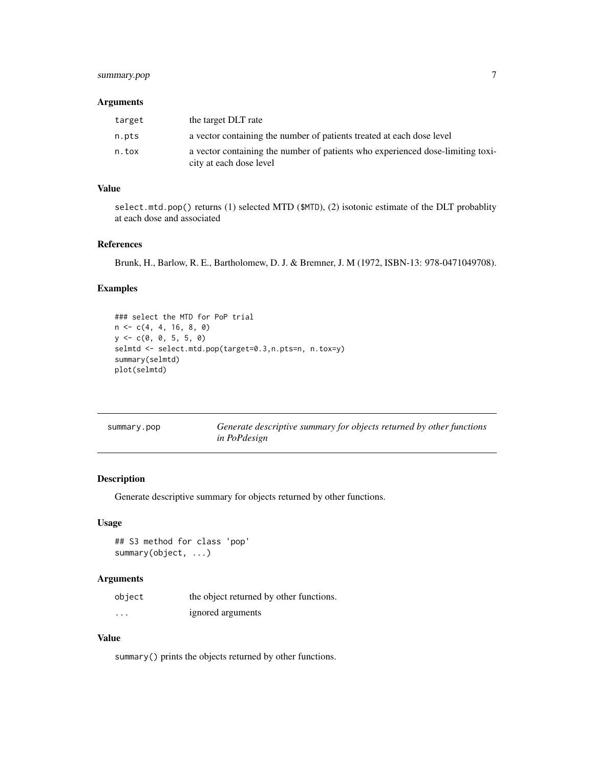### Arguments

| | |
|---|---|
| `target` | the target DLT rate |
| `n.pts` | a vector containing the number of patients treated at each dose level |
| `n.tox` | a vector containing the number of patients who experienced dose-limiting toxicity at each dose level |

### Value

`select.mtd.pop()` returns (1) selected MTD (`$MTD`), (2) isotonic estimate of the DLT probablity at each dose and associated

### References

Brunk, H., Barlow, R. E., Bartholomew, D. J. & Bremner, J. M (1972, ISBN-13: 978-0471049708).

### Examples

```
### select the MTD for PoP trial
n <- c(4, 4, 16, 8, 0)
y <- c(0, 0, 5, 5, 0)
selmtd <- select.mtd.pop(target=0.3,n.pts=n, n.tox=y)
summary(selmtd)
plot(selmtd)
```

---

## summary.pop — *Generate descriptive summary for objects returned by other functions in PoPdesign*

---

### Description

Generate descriptive summary for objects returned by other functions.

### Usage

```
## S3 method for class 'pop'
summary(object, ...)
```

### Arguments

| | |
|---|---|
| `object` | the object returned by other functions. |
| `...` | ignored arguments |

### Value

`summary()` prints the objects returned by other functions.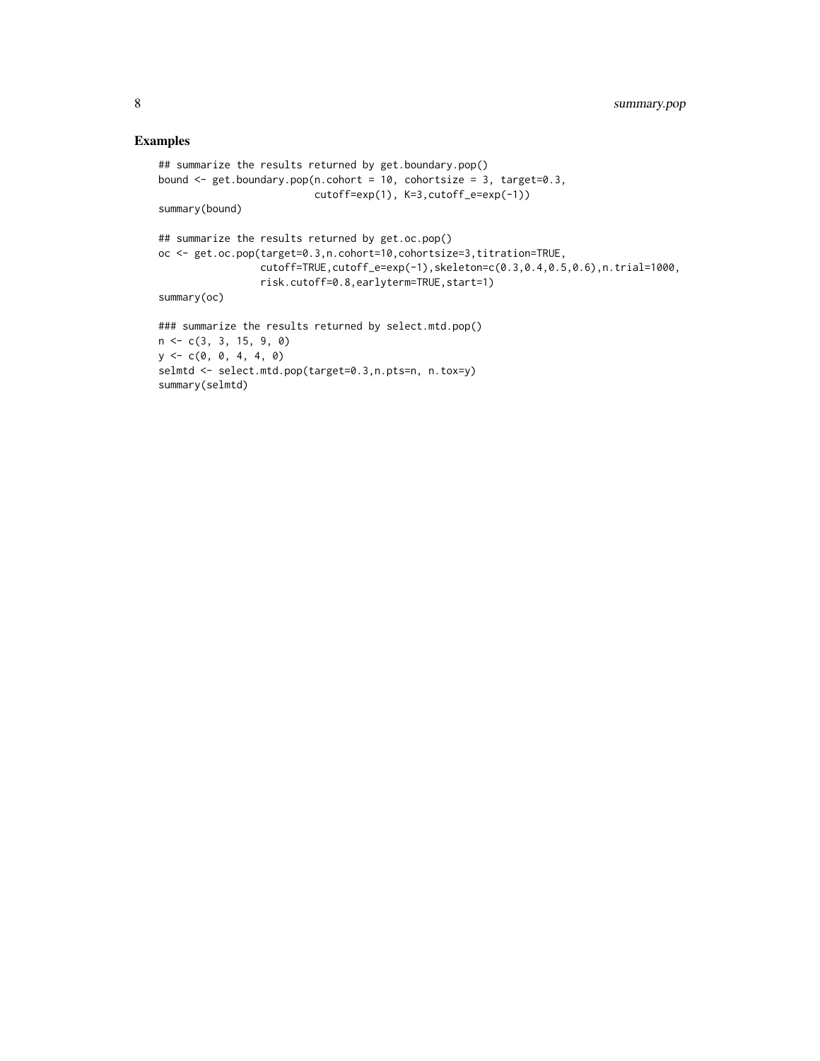## Examples

```
## summarize the results returned by get.boundary.pop()
bound <- get.boundary.pop(n.cohort = 10, cohortsize = 3, target=0.3,
                          cutoff=exp(1), K=3,cutoff_e=exp(-1))
summary(bound)

## summarize the results returned by get.oc.pop()
oc <- get.oc.pop(target=0.3,n.cohort=10,cohortsize=3,titration=TRUE,
                 cutoff=TRUE,cutoff_e=exp(-1),skeleton=c(0.3,0.4,0.5,0.6),n.trial=1000,
                 risk.cutoff=0.8,earlyterm=TRUE,start=1)
summary(oc)

### summarize the results returned by select.mtd.pop()
n <- c(3, 3, 15, 9, 0)
y <- c(0, 0, 4, 4, 0)
selmtd <- select.mtd.pop(target=0.3,n.pts=n, n.tox=y)
summary(selmtd)
```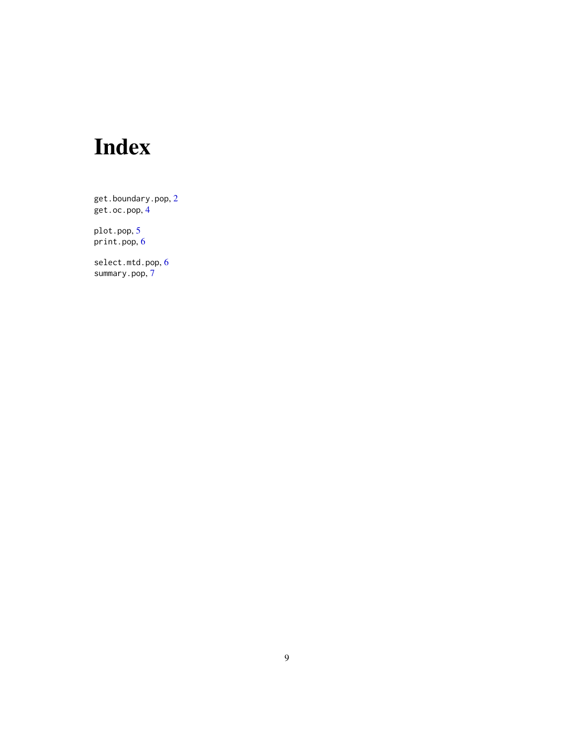# Index

get.boundary.pop, 2
get.oc.pop, 4

plot.pop, 5
print.pop, 6

select.mtd.pop, 6
summary.pop, 7